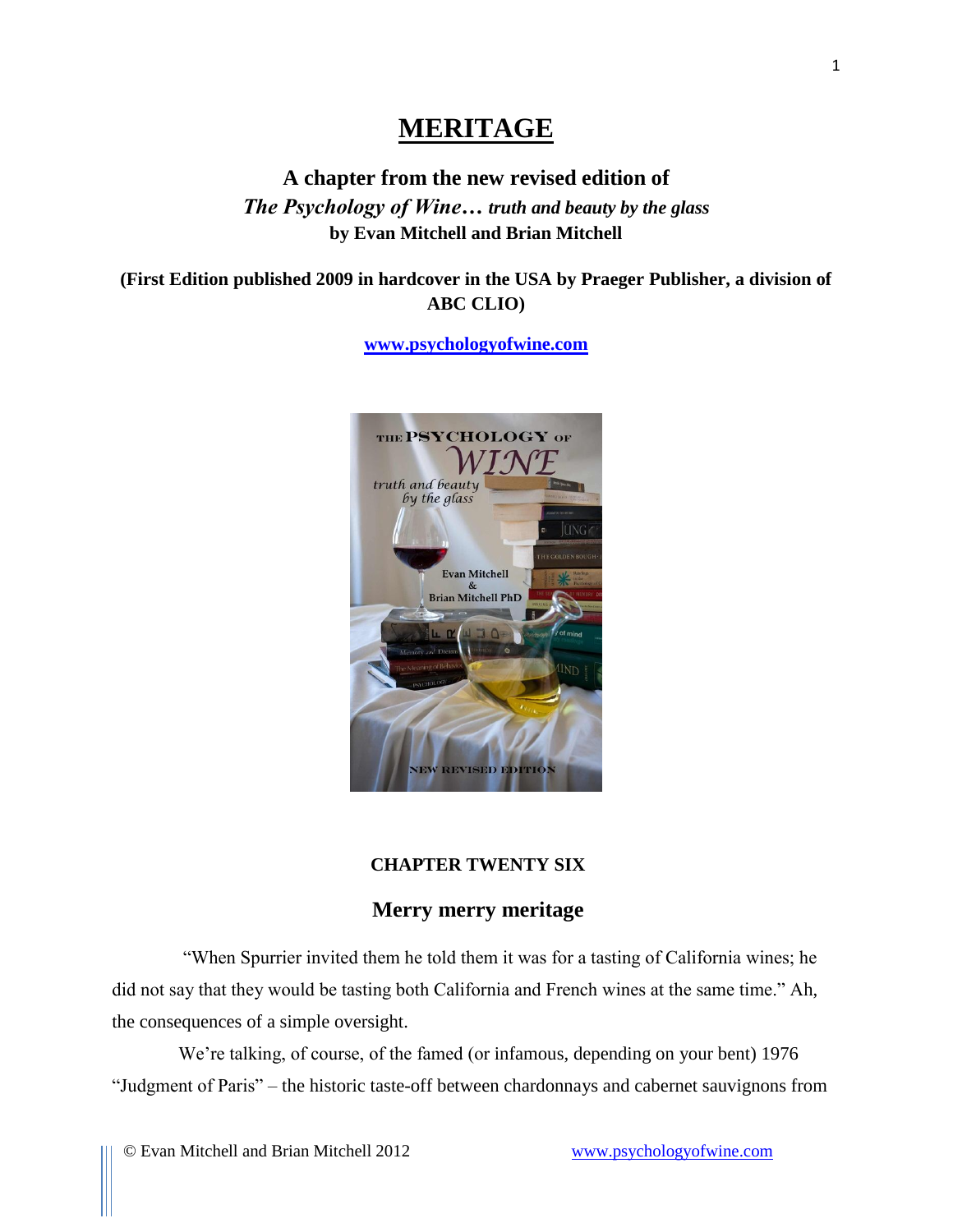# MERITAGE

### A chapter from the new revised edition of

### *The Psychology of Wine… truth and beauty by the glass*

**by Evan Mitchell and Brian Mitchell**

**(First Edition published 2009 in hardcover in the USA by Praeger Publisher, a division of ABC CLIO)**

**[www.psychologyofwine.com](http://www.psychologyofwine.com)**

## CHAPTER TWENTY SIX

## Merry merry meritage

"When Spurrier invited them he told them it was for a tasting of California wines; he did not say that they would be tasting both California and French wines at the same time." Ah, the consequences of a simple oversight.

We're talking, of course, of the famed (or infamous, depending on your bent) 1976 "Judgment of Paris" – the historic taste-off between chardonnays and cabernet sauvignons from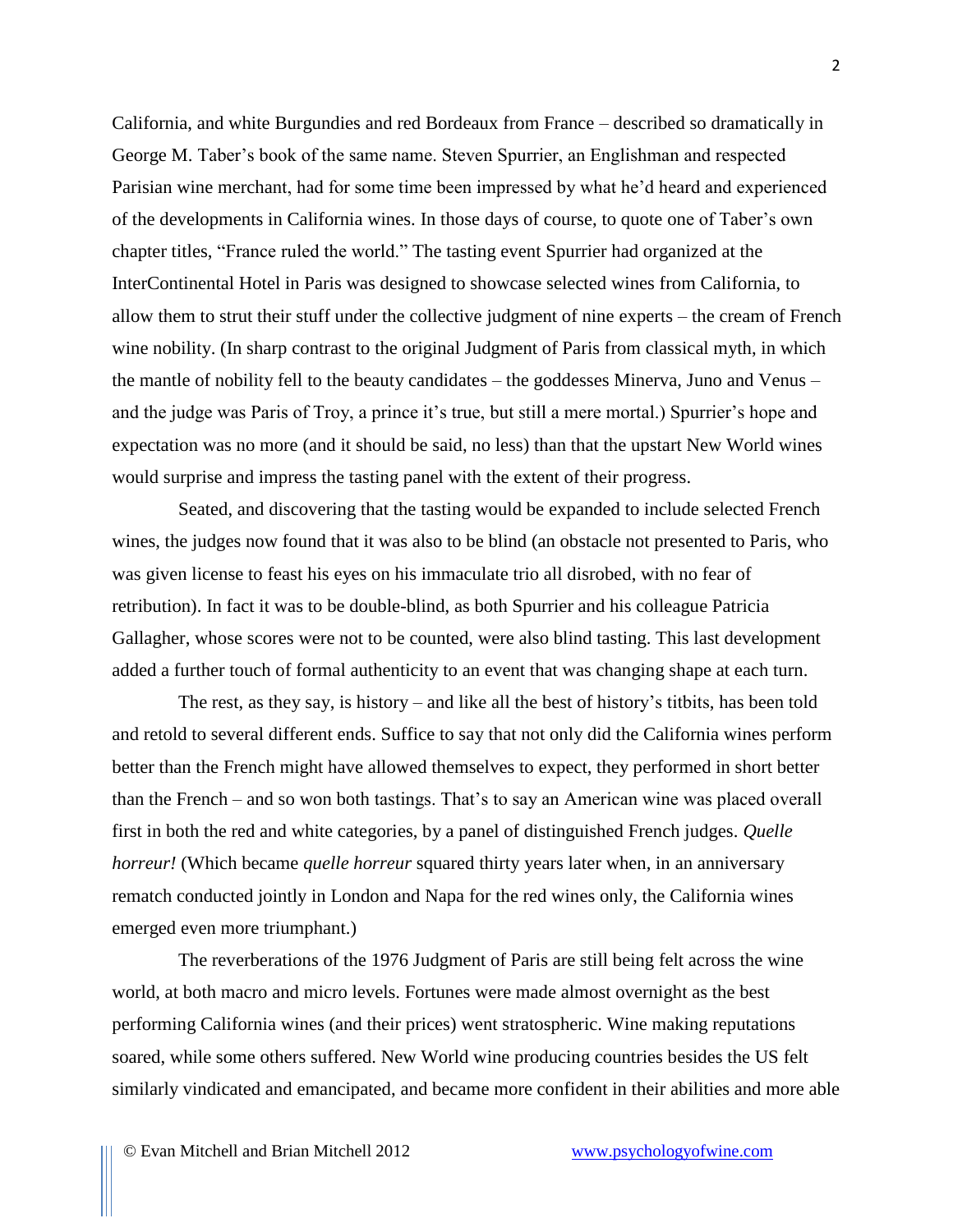California, and white Burgundies and red Bordeaux from France – described so dramatically in George M. Taber's book of the same name. Steven Spurrier, an Englishman and respected Parisian wine merchant, had for some time been impressed by what he'd heard and experienced of the developments in California wines. In those days of course, to quote one of Taber's own chapter titles, "France ruled the world." The tasting event Spurrier had organized at the InterContinental Hotel in Paris was designed to showcase selected wines from California, to allow them to strut their stuff under the collective judgment of nine experts – the cream of French wine nobility. (In sharp contrast to the original Judgment of Paris from classical myth, in which the mantle of nobility fell to the beauty candidates – the goddesses Minerva, Juno and Venus – and the judge was Paris of Troy, a prince it's true, but still a mere mortal.) Spurrier's hope and expectation was no more (and it should be said, no less) than that the upstart New World wines would surprise and impress the tasting panel with the extent of their progress.

Seated, and discovering that the tasting would be expanded to include selected French wines, the judges now found that it was also to be blind (an obstacle not presented to Paris, who was given license to feast his eyes on his immaculate trio all disrobed, with no fear of retribution). In fact it was to be double-blind, as both Spurrier and his colleague Patricia Gallagher, whose scores were not to be counted, were also blind tasting. This last development added a further touch of formal authenticity to an event that was changing shape at each turn.

The rest, as they say, is history – and like all the best of history's titbits, has been told and retold to several different ends. Suffice to say that not only did the California wines perform better than the French might have allowed themselves to expect, they performed in short better than the French – and so won both tastings. That's to say an American wine was placed overall first in both the red and white categories, by a panel of distinguished French judges. *Quelle horreur!* (Which became *quelle horreur* squared thirty years later when, in an anniversary rematch conducted jointly in London and Napa for the red wines only, the California wines emerged even more triumphant.)

The reverberations of the 1976 Judgment of Paris are still being felt across the wine world, at both macro and micro levels. Fortunes were made almost overnight as the best performing California wines (and their prices) went stratospheric. Wine making reputations soared, while some others suffered. New World wine producing countries besides the US felt similarly vindicated and emancipated, and became more confident in their abilities and more able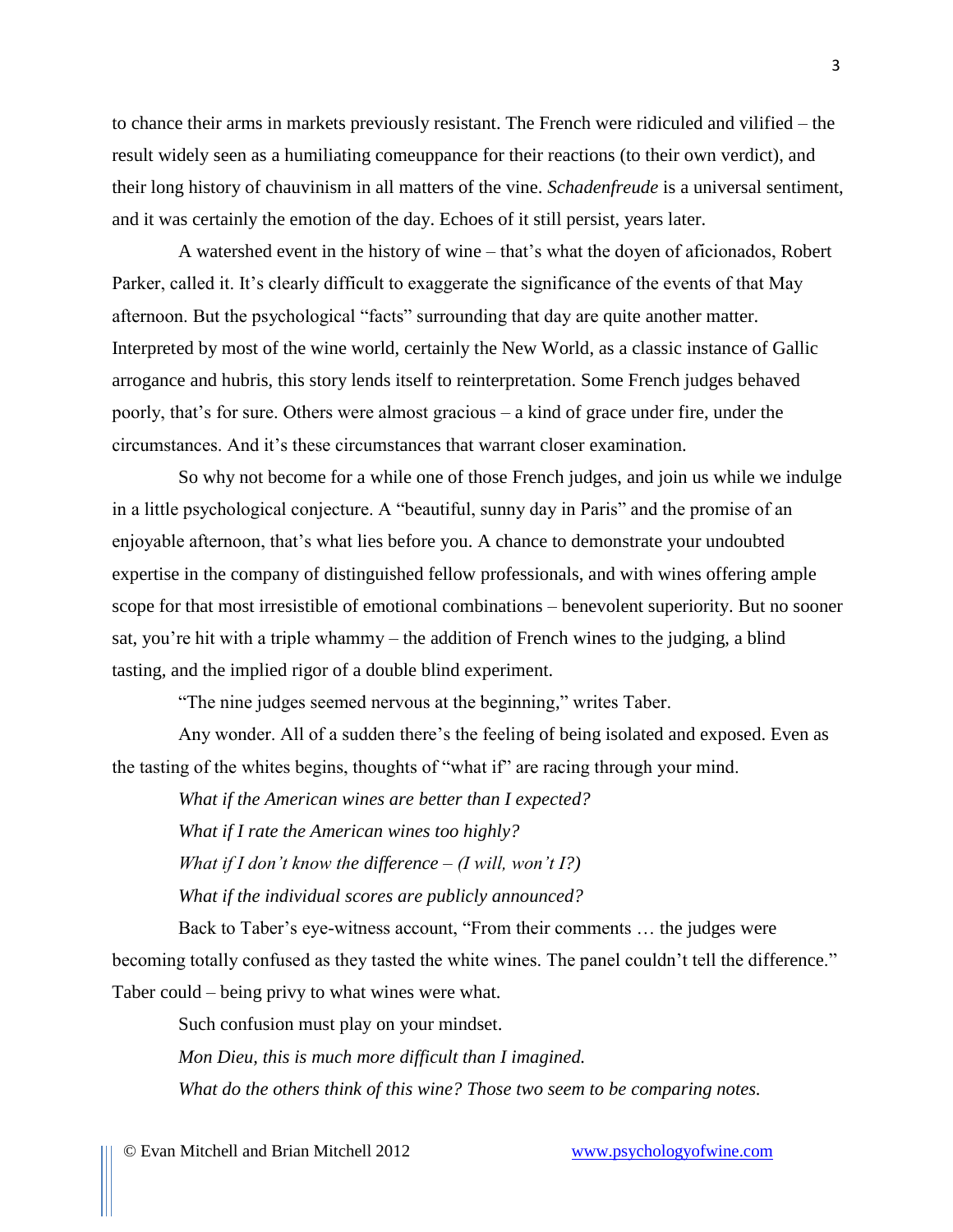to chance their arms in markets previously resistant. The French were ridiculed and vilified – the result widely seen as a humiliating comeuppance for their reactions (to their own verdict), and their long history of chauvinism in all matters of the vine. *Schadenfreude* is a universal sentiment, and it was certainly the emotion of the day. Echoes of it still persist, years later.

A watershed event in the history of wine – that's what the doyen of aficionados, Robert Parker, called it. It's clearly difficult to exaggerate the significance of the events of that May afternoon. But the psychological "facts" surrounding that day are quite another matter. Interpreted by most of the wine world, certainly the New World, as a classic instance of Gallic arrogance and hubris, this story lends itself to reinterpretation. Some French judges behaved poorly, that's for sure. Others were almost gracious – a kind of grace under fire, under the circumstances. And it's these circumstances that warrant closer examination.

So why not become for a while one of those French judges, and join us while we indulge in a little psychological conjecture. A "beautiful, sunny day in Paris" and the promise of an enjoyable afternoon, that's what lies before you. A chance to demonstrate your undoubted expertise in the company of distinguished fellow professionals, and with wines offering ample scope for that most irresistible of emotional combinations – benevolent superiority. But no sooner sat, you're hit with a triple whammy – the addition of French wines to the judging, a blind tasting, and the implied rigor of a double blind experiment.

"The nine judges seemed nervous at the beginning," writes Taber.

Any wonder. All of a sudden there's the feeling of being isolated and exposed. Even as the tasting of the whites begins, thoughts of "what if" are racing through your mind.

*What if the American wines are better than I expected?*

*What if I rate the American wines too highly?*

*What if I don't know the difference – (I will, won't I?)*

*What if the individual scores are publicly announced?*

Back to Taber's eye-witness account, "From their comments … the judges were becoming totally confused as they tasted the white wines. The panel couldn't tell the difference." Taber could – being privy to what wines were what.

Such confusion must play on your mindset.

*Mon Dieu, this is much more difficult than I imagined.*

*What do the others think of this wine? Those two seem to be comparing notes.*

© Evan Mitchell and Brian Mitchell 2012 www.psychologyofwine.com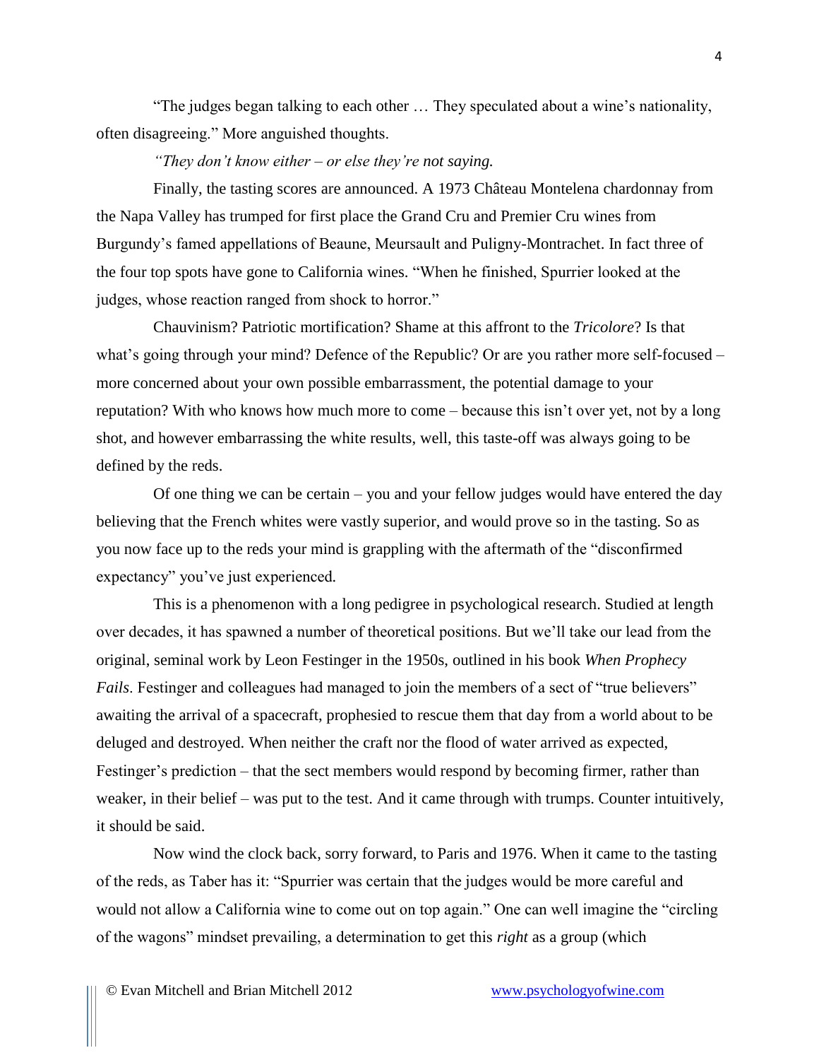"The judges began talking to each other … They speculated about a wine's nationality, often disagreeing." More anguished thoughts.

*"They don't know either – or else they're not saying.*

Finally, the tasting scores are announced. A 1973 Château Montelena chardonnay from the Napa Valley has trumped for first place the Grand Cru and Premier Cru wines from Burgundy's famed appellations of Beaune, Meursault and Puligny-Montrachet. In fact three of the four top spots have gone to California wines. "When he finished, Spurrier looked at the judges, whose reaction ranged from shock to horror."

Chauvinism? Patriotic mortification? Shame at this affront to the *Tricolore*? Is that what's going through your mind? Defence of the Republic? Or are you rather more self-focused – more concerned about your own possible embarrassment, the potential damage to your reputation? With who knows how much more to come – because this isn't over yet, not by a long shot, and however embarrassing the white results, well, this taste-off was always going to be defined by the reds.

Of one thing we can be certain – you and your fellow judges would have entered the day believing that the French whites were vastly superior, and would prove so in the tasting. So as you now face up to the reds your mind is grappling with the aftermath of the "disconfirmed expectancy" you've just experienced.

This is a phenomenon with a long pedigree in psychological research. Studied at length over decades, it has spawned a number of theoretical positions. But we'll take our lead from the original, seminal work by Leon Festinger in the 1950s, outlined in his book *When Prophecy Fails*. Festinger and colleagues had managed to join the members of a sect of "true believers" awaiting the arrival of a spacecraft, prophesied to rescue them that day from a world about to be deluged and destroyed. When neither the craft nor the flood of water arrived as expected, Festinger's prediction – that the sect members would respond by becoming firmer, rather than weaker, in their belief – was put to the test. And it came through with trumps. Counter intuitively, it should be said.

Now wind the clock back, sorry forward, to Paris and 1976. When it came to the tasting of the reds, as Taber has it: "Spurrier was certain that the judges would be more careful and would not allow a California wine to come out on top again." One can well imagine the "circling of the wagons" mindset prevailing, a determination to get this *right* as a group (which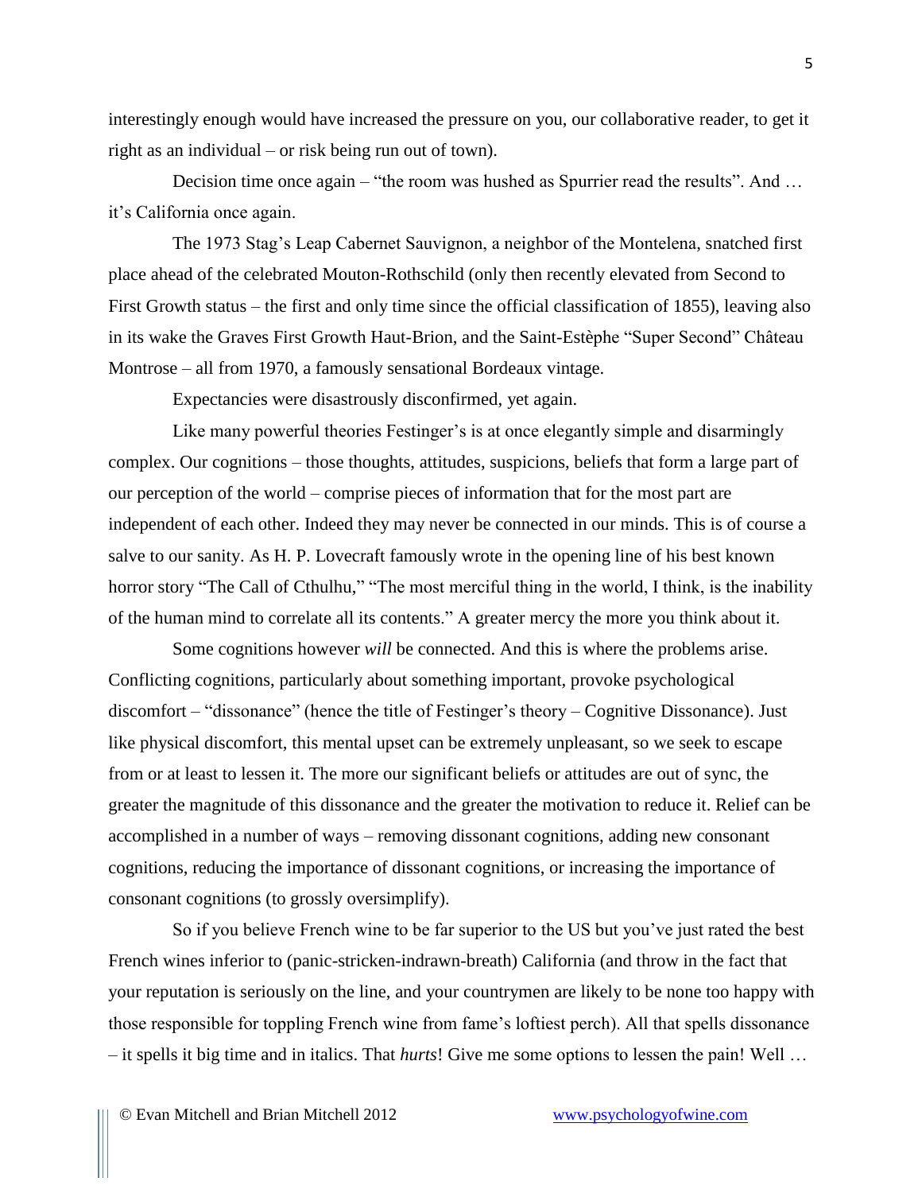interestingly enough would have increased the pressure on you, our collaborative reader, to get it right as an individual – or risk being run out of town).

Decision time once again – "the room was hushed as Spurrier read the results". And … it's California once again.

The 1973 Stag's Leap Cabernet Sauvignon, a neighbor of the Montelena, snatched first place ahead of the celebrated Mouton-Rothschild (only then recently elevated from Second to First Growth status – the first and only time since the official classification of 1855), leaving also in its wake the Graves First Growth Haut-Brion, and the Saint-Estèphe "Super Second" Château Montrose – all from 1970, a famously sensational Bordeaux vintage.

Expectancies were disastrously disconfirmed, yet again.

Like many powerful theories Festinger's is at once elegantly simple and disarmingly complex. Our cognitions – those thoughts, attitudes, suspicions, beliefs that form a large part of our perception of the world – comprise pieces of information that for the most part are independent of each other. Indeed they may never be connected in our minds. This is of course a salve to our sanity. As H. P. Lovecraft famously wrote in the opening line of his best known horror story "The Call of Cthulhu," "The most merciful thing in the world, I think, is the inability of the human mind to correlate all its contents." A greater mercy the more you think about it.

Some cognitions however *will* be connected. And this is where the problems arise. Conflicting cognitions, particularly about something important, provoke psychological discomfort – "dissonance" (hence the title of Festinger's theory – Cognitive Dissonance). Just like physical discomfort, this mental upset can be extremely unpleasant, so we seek to escape from or at least to lessen it. The more our significant beliefs or attitudes are out of sync, the greater the magnitude of this dissonance and the greater the motivation to reduce it. Relief can be accomplished in a number of ways – removing dissonant cognitions, adding new consonant cognitions, reducing the importance of dissonant cognitions, or increasing the importance of consonant cognitions (to grossly oversimplify).

So if you believe French wine to be far superior to the US but you've just rated the best French wines inferior to (panic-stricken-indrawn-breath) California (and throw in the fact that your reputation is seriously on the line, and your countrymen are likely to be none too happy with those responsible for toppling French wine from fame's loftiest perch). All that spells dissonance – it spells it big time and in italics. That *hurts*! Give me some options to lessen the pain! Well …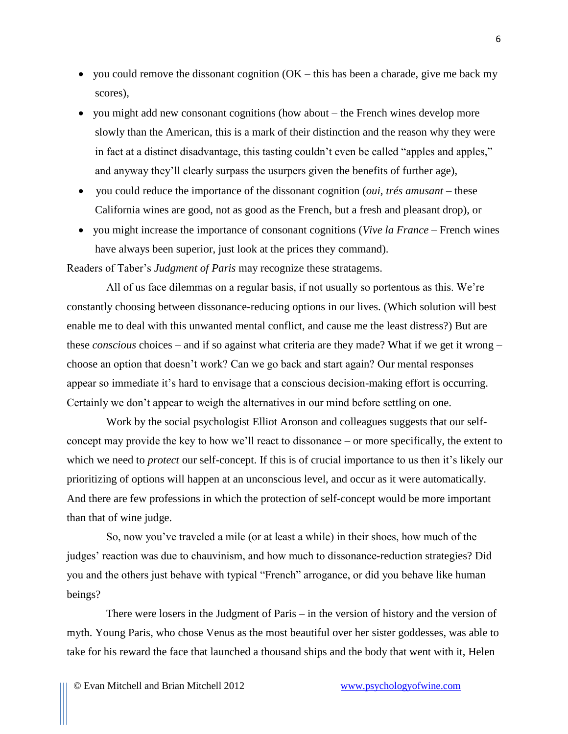- you could remove the dissonant cognition (OK – this has been a charade, give me back my scores),
- you might add new consonant cognitions (how about – the French wines develop more slowly than the American, this is a mark of their distinction and the reason why they were in fact at a distinct disadvantage, this tasting couldn't even be called "apples and apples," and anyway they'll clearly surpass the usurpers given the benefits of further age),
- you could reduce the importance of the dissonant cognition (*oui*, *trés amusant* – these California wines are good, not as good as the French, but a fresh and pleasant drop), or
- you might increase the importance of consonant cognitions (*Vive la France* – French wines have always been superior, just look at the prices they command).

Readers of Taber's *Judgment of Paris* may recognize these stratagems.

All of us face dilemmas on a regular basis, if not usually so portentous as this. We're constantly choosing between dissonance-reducing options in our lives. (Which solution will best enable me to deal with this unwanted mental conflict, and cause me the least distress?) But are these *conscious* choices – and if so against what criteria are they made? What if we get it wrong – choose an option that doesn't work? Can we go back and start again? Our mental responses appear so immediate it's hard to envisage that a conscious decision-making effort is occurring. Certainly we don't appear to weigh the alternatives in our mind before settling on one.

Work by the social psychologist Elliot Aronson and colleagues suggests that our self-concept may provide the key to how we'll react to dissonance – or more specifically, the extent to which we need to *protect* our self-concept. If this is of crucial importance to us then it's likely our prioritizing of options will happen at an unconscious level, and occur as it were automatically. And there are few professions in which the protection of self-concept would be more important than that of wine judge.

So, now you've traveled a mile (or at least a while) in their shoes, how much of the judges' reaction was due to chauvinism, and how much to dissonance-reduction strategies? Did you and the others just behave with typical "French" arrogance, or did you behave like human beings?

There were losers in the Judgment of Paris – in the version of history and the version of myth. Young Paris, who chose Venus as the most beautiful over her sister goddesses, was able to take for his reward the face that launched a thousand ships and the body that went with it, Helen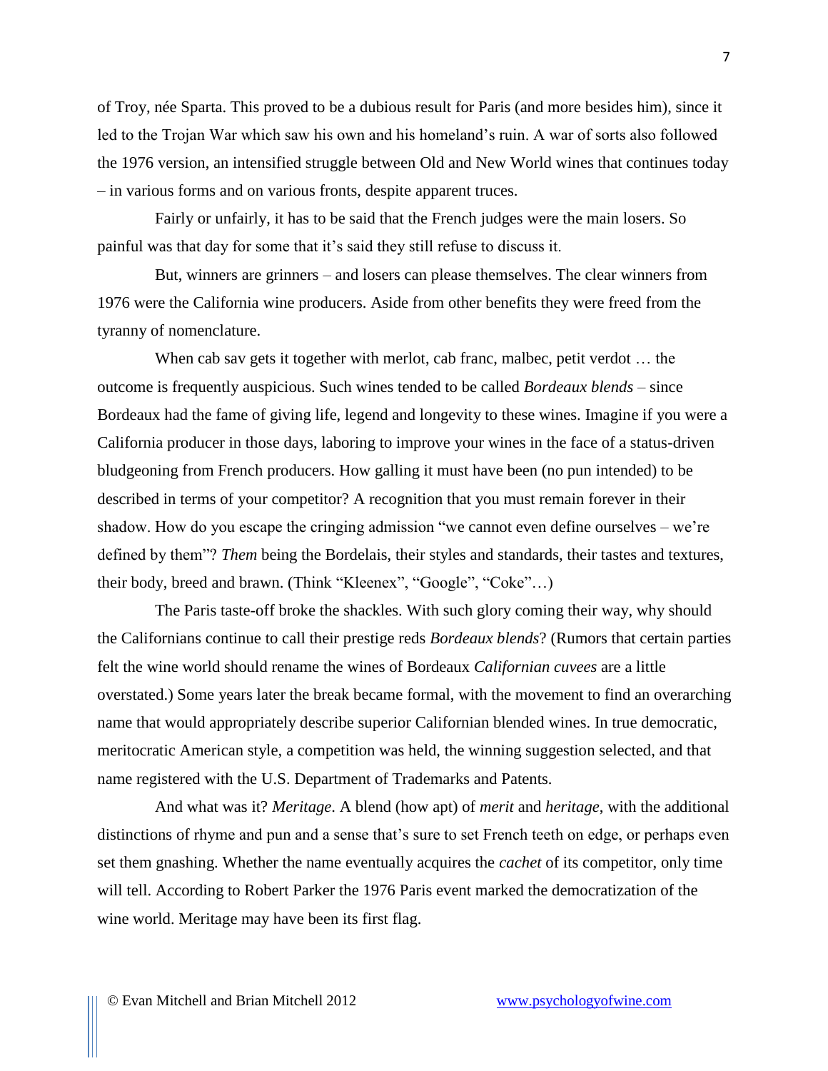of Troy, née Sparta. This proved to be a dubious result for Paris (and more besides him), since it led to the Trojan War which saw his own and his homeland's ruin. A war of sorts also followed the 1976 version, an intensified struggle between Old and New World wines that continues today – in various forms and on various fronts, despite apparent truces.

Fairly or unfairly, it has to be said that the French judges were the main losers. So painful was that day for some that it's said they still refuse to discuss it.

But, winners are grinners – and losers can please themselves. The clear winners from 1976 were the California wine producers. Aside from other benefits they were freed from the tyranny of nomenclature.

When cab sav gets it together with merlot, cab franc, malbec, petit verdot … the outcome is frequently auspicious. Such wines tended to be called *Bordeaux blends* – since Bordeaux had the fame of giving life, legend and longevity to these wines. Imagine if you were a California producer in those days, laboring to improve your wines in the face of a status-driven bludgeoning from French producers. How galling it must have been (no pun intended) to be described in terms of your competitor? A recognition that you must remain forever in their shadow. How do you escape the cringing admission "we cannot even define ourselves – we're defined by them"? *Them* being the Bordelais, their styles and standards, their tastes and textures, their body, breed and brawn. (Think "Kleenex", "Google", "Coke"…)

The Paris taste-off broke the shackles. With such glory coming their way, why should the Californians continue to call their prestige reds *Bordeaux blends*? (Rumors that certain parties felt the wine world should rename the wines of Bordeaux *Californian cuvees* are a little overstated.) Some years later the break became formal, with the movement to find an overarching name that would appropriately describe superior Californian blended wines. In true democratic, meritocratic American style, a competition was held, the winning suggestion selected, and that name registered with the U.S. Department of Trademarks and Patents.

And what was it? *Meritage*. A blend (how apt) of *merit* and *heritage*, with the additional distinctions of rhyme and pun and a sense that's sure to set French teeth on edge, or perhaps even set them gnashing. Whether the name eventually acquires the *cachet* of its competitor, only time will tell. According to Robert Parker the 1976 Paris event marked the democratization of the wine world. Meritage may have been its first flag.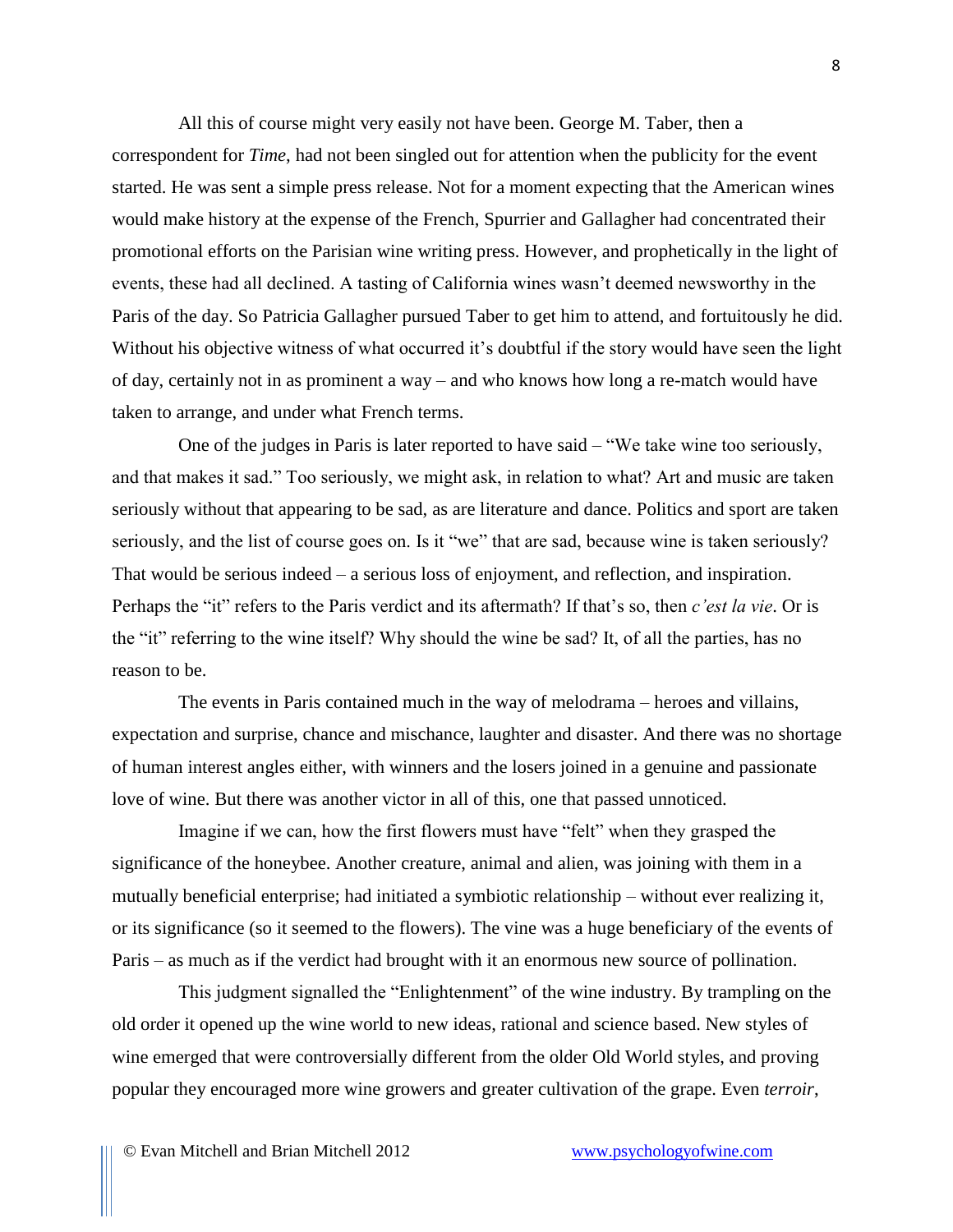All this of course might very easily not have been. George M. Taber, then a correspondent for *Time*, had not been singled out for attention when the publicity for the event started. He was sent a simple press release. Not for a moment expecting that the American wines would make history at the expense of the French, Spurrier and Gallagher had concentrated their promotional efforts on the Parisian wine writing press. However, and prophetically in the light of events, these had all declined. A tasting of California wines wasn't deemed newsworthy in the Paris of the day. So Patricia Gallagher pursued Taber to get him to attend, and fortuitously he did. Without his objective witness of what occurred it's doubtful if the story would have seen the light of day, certainly not in as prominent a way – and who knows how long a re-match would have taken to arrange, and under what French terms.

One of the judges in Paris is later reported to have said – "We take wine too seriously, and that makes it sad." Too seriously, we might ask, in relation to what? Art and music are taken seriously without that appearing to be sad, as are literature and dance. Politics and sport are taken seriously, and the list of course goes on. Is it "we" that are sad, because wine is taken seriously? That would be serious indeed – a serious loss of enjoyment, and reflection, and inspiration. Perhaps the "it" refers to the Paris verdict and its aftermath? If that's so, then *c'est la vie*. Or is the "it" referring to the wine itself? Why should the wine be sad? It, of all the parties, has no reason to be.

The events in Paris contained much in the way of melodrama – heroes and villains, expectation and surprise, chance and mischance, laughter and disaster. And there was no shortage of human interest angles either, with winners and the losers joined in a genuine and passionate love of wine. But there was another victor in all of this, one that passed unnoticed.

Imagine if we can, how the first flowers must have "felt" when they grasped the significance of the honeybee. Another creature, animal and alien, was joining with them in a mutually beneficial enterprise; had initiated a symbiotic relationship – without ever realizing it, or its significance (so it seemed to the flowers). The vine was a huge beneficiary of the events of Paris – as much as if the verdict had brought with it an enormous new source of pollination.

This judgment signalled the "Enlightenment" of the wine industry. By trampling on the old order it opened up the wine world to new ideas, rational and science based. New styles of wine emerged that were controversially different from the older Old World styles, and proving popular they encouraged more wine growers and greater cultivation of the grape. Even *terroir*,

© Evan Mitchell and Brian Mitchell 2012 www.psychologyofwine.com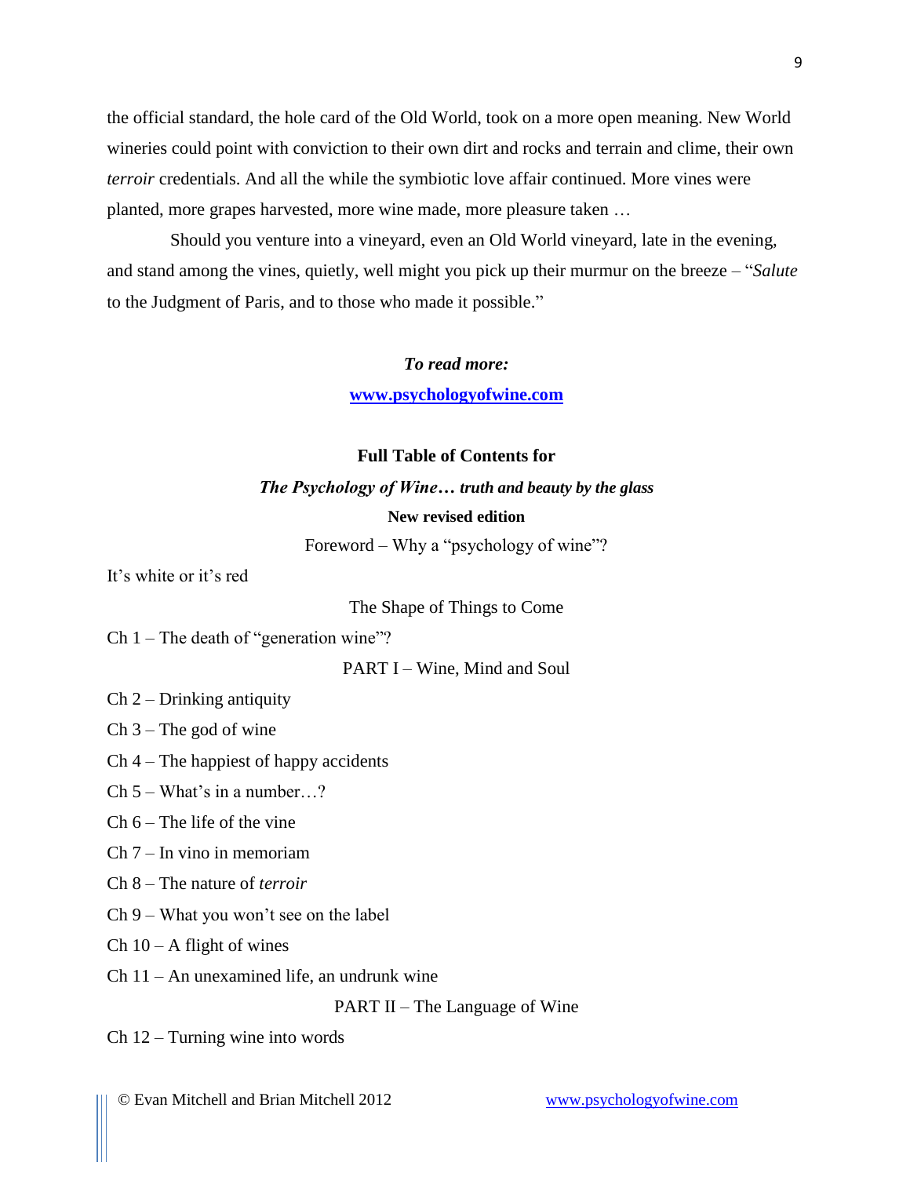the official standard, the hole card of the Old World, took on a more open meaning. New World wineries could point with conviction to their own dirt and rocks and terrain and clime, their own *terroir* credentials. And all the while the symbiotic love affair continued. More vines were planted, more grapes harvested, more wine made, more pleasure taken …

Should you venture into a vineyard, even an Old World vineyard, late in the evening, and stand among the vines, quietly, well might you pick up their murmur on the breeze – "*Salute* to the Judgment of Paris, and to those who made it possible."

***To read more:***

**[www.psychologyofwine.com](http://www.psychologyofwine.com)**

**Full Table of Contents for**

***The Psychology of Wine… truth and beauty by the glass***

**New revised edition**

Foreword – Why a "psychology of wine"?

It's white or it's red

The Shape of Things to Come

Ch 1 – The death of "generation wine"?

PART I – Wine, Mind and Soul

Ch 2 – Drinking antiquity

Ch 3 – The god of wine

Ch 4 – The happiest of happy accidents

Ch 5 – What's in a number…?

Ch 6 – The life of the vine

Ch 7 – In vino in memoriam

Ch 8 – The nature of *terroir*

Ch 9 – What you won't see on the label

Ch 10 – A flight of wines

Ch 11 – An unexamined life, an undrunk wine

PART II – The Language of Wine

Ch 12 – Turning wine into words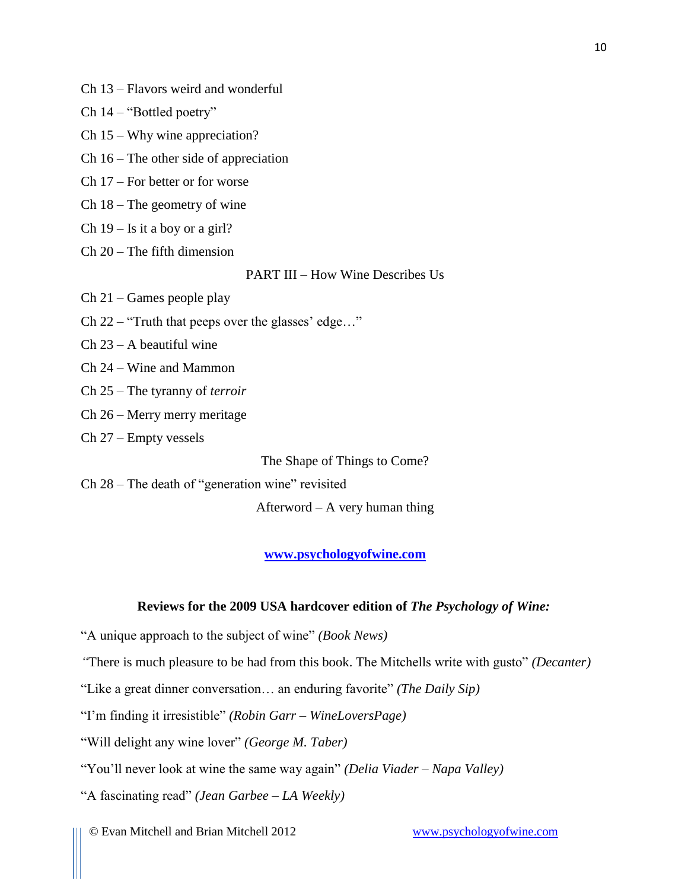Ch 13 – Flavors weird and wonderful

Ch 14 – “Bottled poetry”

Ch 15 – Why wine appreciation?

Ch 16 – The other side of appreciation

Ch 17 – For better or for worse

Ch 18 – The geometry of wine

Ch 19 – Is it a boy or a girl?

Ch 20 – The fifth dimension

PART III – How Wine Describes Us

Ch 21 – Games people play

Ch 22 – “Truth that peeps over the glasses’ edge…”

Ch 23 – A beautiful wine

Ch 24 – Wine and Mammon

Ch 25 – The tyranny of *terroir*

Ch 26 – Merry merry meritage

Ch 27 – Empty vessels

The Shape of Things to Come?

Ch 28 – The death of “generation wine” revisited

Afterword – A very human thing

**www.psychologyofwine.com**

**Reviews for the 2009 USA hardcover edition of *The Psychology of Wine:***

“A unique approach to the subject of wine” *(Book News)*

*“*There is much pleasure to be had from this book. The Mitchells write with gusto” *(Decanter)*

“Like a great dinner conversation… an enduring favorite” *(The Daily Sip)*

“I’m finding it irresistible” *(Robin Garr – WineLoversPage)*

“Will delight any wine lover” *(George M. Taber)*

“You’ll never look at wine the same way again” *(Delia Viader – Napa Valley)*

“A fascinating read” *(Jean Garbee – LA Weekly)*

© Evan Mitchell and Brian Mitchell 2012 www.psychologyofwine.com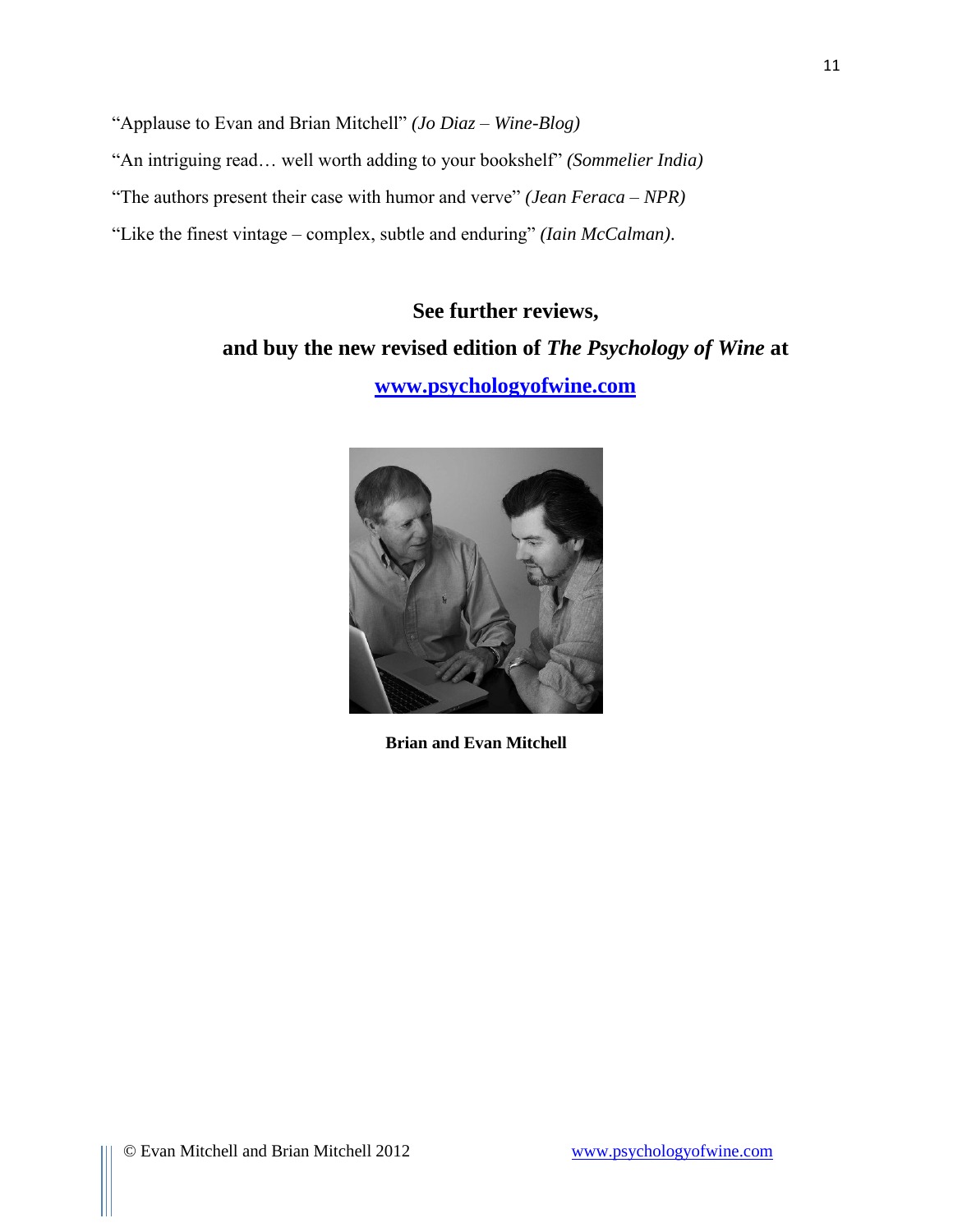"Applause to Evan and Brian Mitchell" *(Jo Diaz – Wine-Blog)*

"An intriguing read… well worth adding to your bookshelf" *(Sommelier India)*

"The authors present their case with humor and verve" *(Jean Feraca – NPR)*

"Like the finest vintage – complex, subtle and enduring" *(Iain McCalman)*.

**See further reviews,**

**and buy the new revised edition of *The Psychology of Wine* at**

**[www.psychologyofwine.com](http://www.psychologyofwine.com)**

**Brian and Evan Mitchell**

© Evan Mitchell and Brian Mitchell 2012 www.psychologyofwine.com